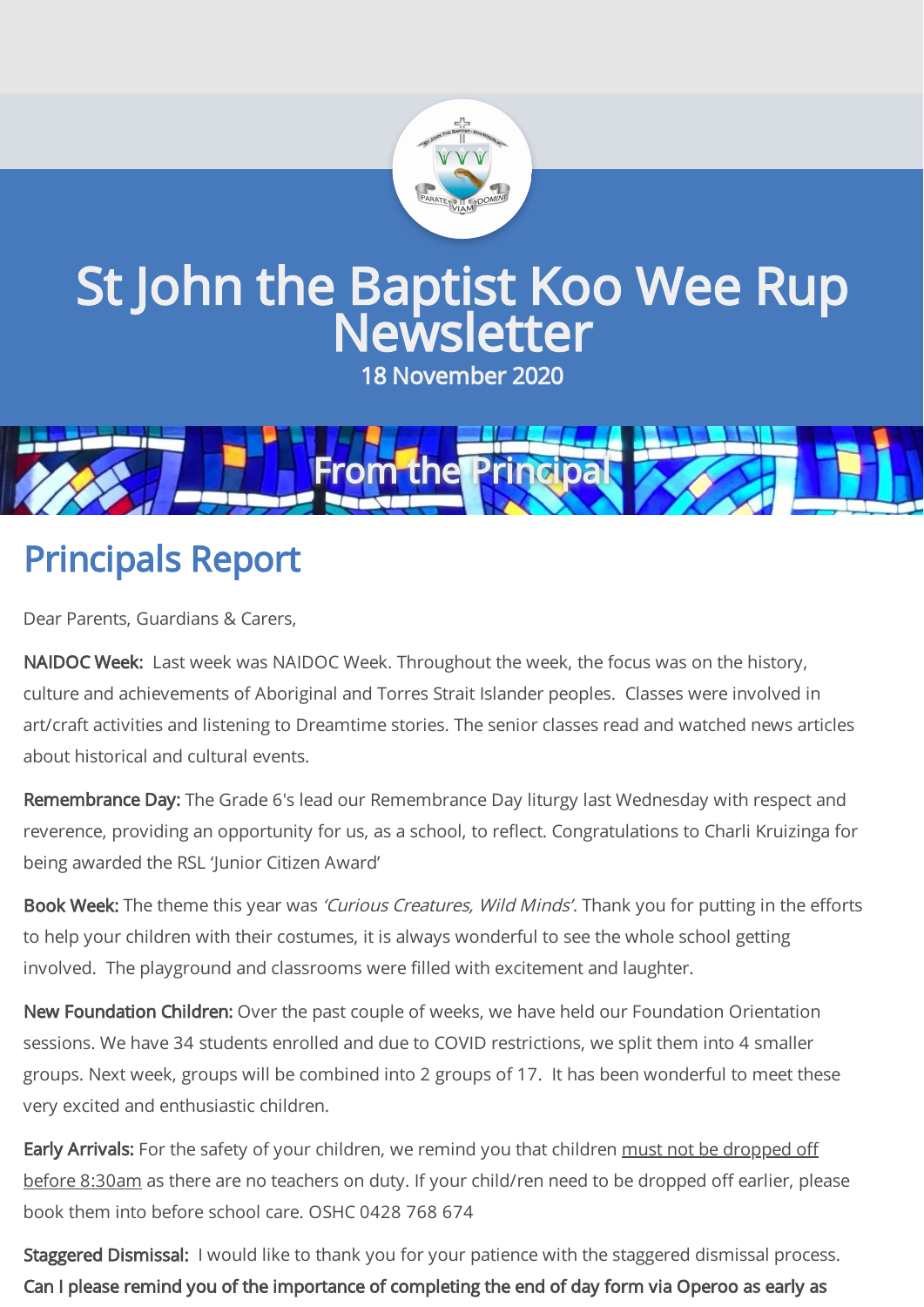# St John the Baptist Koo Wee Rup Newsletter

18 November 2020

## From the Principal

## Principals Report

Dear Parents, Guardians & Carers,

**NAIDOC Week:** Last week was NAIDOC Week. Throughout the week, the focus was on the history, culture and achievements of Aboriginal and Torres Strait Islander peoples. Classes were involved in art/craft activities and listening to Dreamtime stories. The senior classes read and watched news articles about historical and cultural events.

**Remembrance Day:** The Grade 6's lead our Remembrance Day liturgy last Wednesday with respect and reverence, providing an opportunity for us, as a school, to reflect. Congratulations to Charli Kruizinga for being awarded the RSL 'Junior Citizen Award'

**Book Week:** The theme this year was *'Curious Creatures, Wild Minds'.* Thank you for putting in the efforts to help your children with their costumes, it is always wonderful to see the whole school getting involved. The playground and classrooms were filled with excitement and laughter.

**New Foundation Children:** Over the past couple of weeks, we have held our Foundation Orientation sessions. We have 34 students enrolled and due to COVID restrictions, we split them into 4 smaller groups. Next week, groups will be combined into 2 groups of 17. It has been wonderful to meet these very excited and enthusiastic children.

**Early Arrivals:** For the safety of your children, we remind you that children must not be dropped off before 8:30am as there are no teachers on duty. If your child/ren need to be dropped off earlier, please book them into before school care. OSHC 0428 768 674

**Staggered Dismissal:** I would like to thank you for your patience with the staggered dismissal process. **Can I please remind you of the importance of completing the end of day form via Operoo as early as**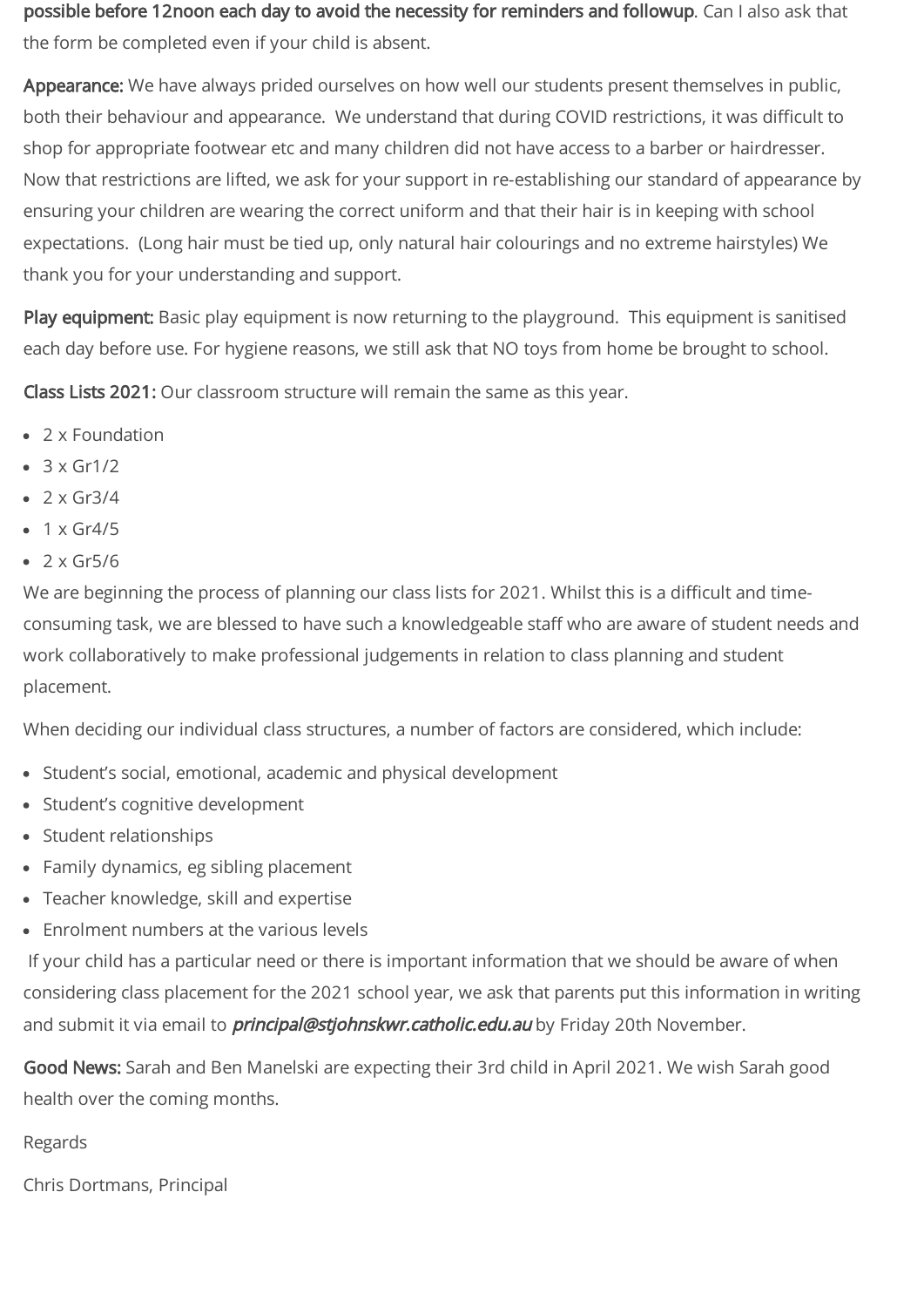**possible before 12noon each day to avoid the necessity for reminders and followup**. Can I also ask that the form be completed even if your child is absent.

**Appearance:** We have always prided ourselves on how well our students present themselves in public, both their behaviour and appearance. We understand that during COVID restrictions, it was difficult to shop for appropriate footwear etc and many children did not have access to a barber or hairdresser. Now that restrictions are lifted, we ask for your support in re-establishing our standard of appearance by ensuring your children are wearing the correct uniform and that their hair is in keeping with school expectations. (Long hair must be tied up, only natural hair colourings and no extreme hairstyles) We thank you for your understanding and support.

**Play equipment:** Basic play equipment is now returning to the playground. This equipment is sanitised each day before use. For hygiene reasons, we still ask that NO toys from home be brought to school.

**Class Lists 2021:** Our classroom structure will remain the same as this year.

- 2 x Foundation
- 3 x Gr1/2
- 2 x Gr3/4
- 1 x Gr4/5
- 2 x Gr5/6

We are beginning the process of planning our class lists for 2021. Whilst this is a difficult and time-consuming task, we are blessed to have such a knowledgeable staff who are aware of student needs and work collaboratively to make professional judgements in relation to class planning and student placement.

When deciding our individual class structures, a number of factors are considered, which include:

- Student's social, emotional, academic and physical development
- Student's cognitive development
- Student relationships
- Family dynamics, eg sibling placement
- Teacher knowledge, skill and expertise
- Enrolment numbers at the various levels

If your child has a particular need or there is important information that we should be aware of when considering class placement for the 2021 school year, we ask that parents put this information in writing and submit it via email to ***principal@stjohnskwr.catholic.edu.au*** by Friday 20th November.

**Good News:** Sarah and Ben Manelski are expecting their 3rd child in April 2021. We wish Sarah good health over the coming months.

Regards

Chris Dortmans, Principal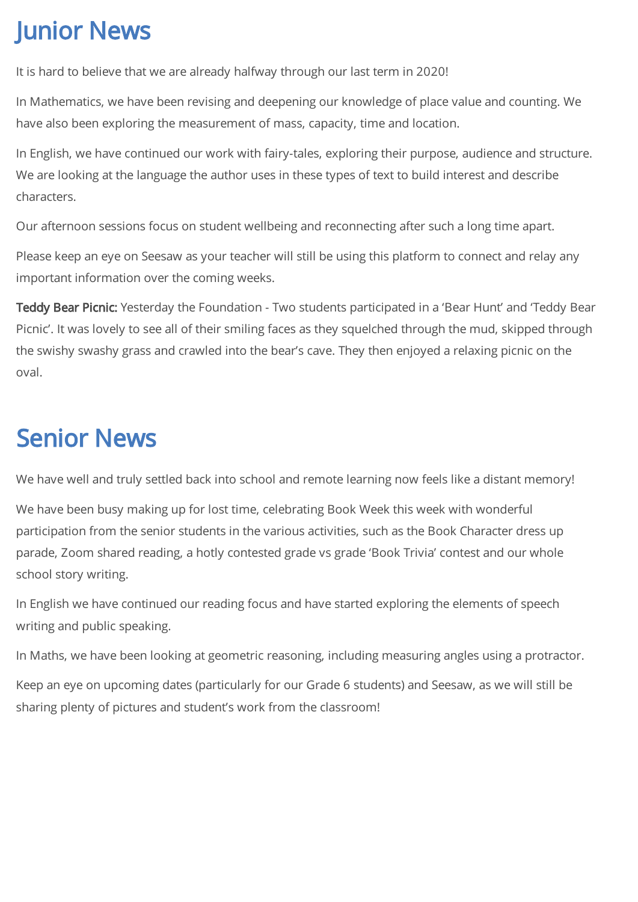# Junior News

It is hard to believe that we are already halfway through our last term in 2020!

In Mathematics, we have been revising and deepening our knowledge of place value and counting. We have also been exploring the measurement of mass, capacity, time and location.

In English, we have continued our work with fairy-tales, exploring their purpose, audience and structure. We are looking at the language the author uses in these types of text to build interest and describe characters.

Our afternoon sessions focus on student wellbeing and reconnecting after such a long time apart.

Please keep an eye on Seesaw as your teacher will still be using this platform to connect and relay any important information over the coming weeks.

**Teddy Bear Picnic:** Yesterday the Foundation - Two students participated in a 'Bear Hunt' and 'Teddy Bear Picnic'. It was lovely to see all of their smiling faces as they squelched through the mud, skipped through the swishy swashy grass and crawled into the bear's cave. They then enjoyed a relaxing picnic on the oval.

# Senior News

We have well and truly settled back into school and remote learning now feels like a distant memory!

We have been busy making up for lost time, celebrating Book Week this week with wonderful participation from the senior students in the various activities, such as the Book Character dress up parade, Zoom shared reading, a hotly contested grade vs grade 'Book Trivia' contest and our whole school story writing.

In English we have continued our reading focus and have started exploring the elements of speech writing and public speaking.

In Maths, we have been looking at geometric reasoning, including measuring angles using a protractor.

Keep an eye on upcoming dates (particularly for our Grade 6 students) and Seesaw, as we will still be sharing plenty of pictures and student's work from the classroom!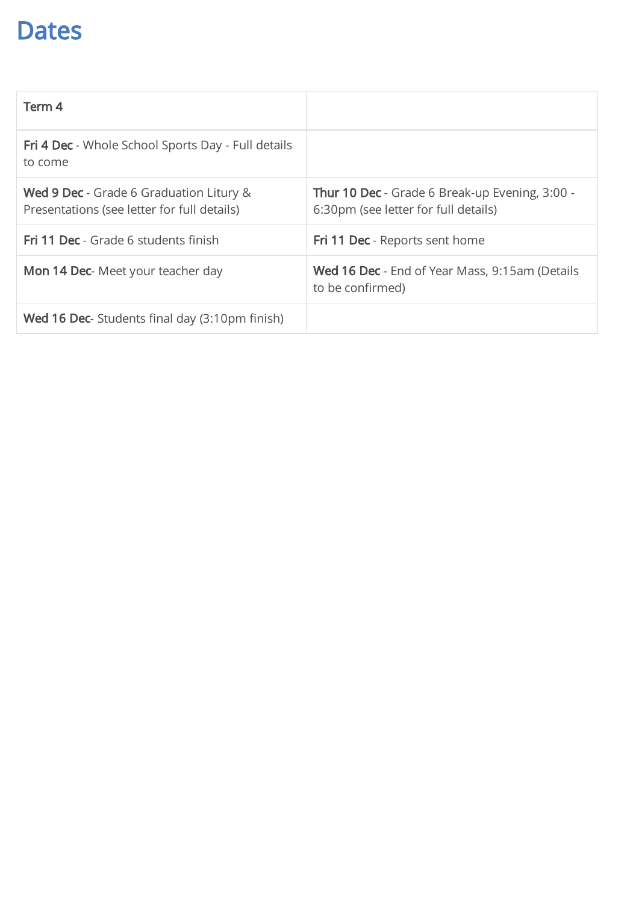# Dates

| Term 4 | |
|---|---|
| **Fri 4 Dec** - Whole School Sports Day - Full details to come | |
| **Wed 9 Dec** - Grade 6 Graduation Litury & Presentations (see letter for full details) | **Thur 10 Dec** - Grade 6 Break-up Evening, 3:00 - 6:30pm (see letter for full details) |
| **Fri 11 Dec** - Grade 6 students finish | **Fri 11 Dec** - Reports sent home |
| **Mon 14 Dec**- Meet your teacher day | **Wed 16 Dec** - End of Year Mass, 9:15am (Details to be confirmed) |
| **Wed 16 Dec**- Students final day (3:10pm finish) | |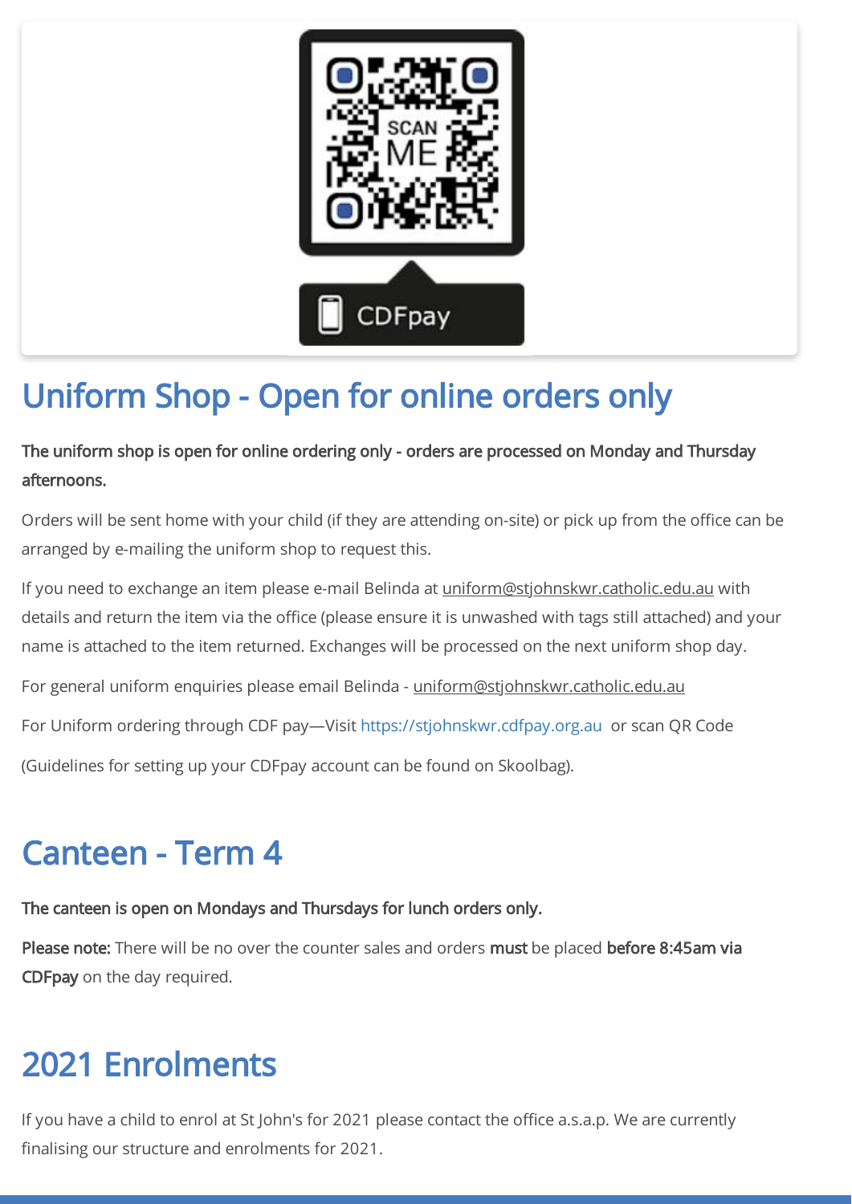## Uniform Shop - Open for online orders only

**The uniform shop is open for online ordering only - orders are processed on Monday and Thursday afternoons.**

Orders will be sent home with your child (if they are attending on-site) or pick up from the office can be arranged by e-mailing the uniform shop to request this.

If you need to exchange an item please e-mail Belinda at uniform@stjohnskwr.catholic.edu.au with details and return the item via the office (please ensure it is unwashed with tags still attached) and your name is attached to the item returned. Exchanges will be processed on the next uniform shop day.

For general uniform enquiries please email Belinda - uniform@stjohnskwr.catholic.edu.au

For Uniform ordering through CDF pay—Visit https://stjohnskwr.cdfpay.org.au or scan QR Code

(Guidelines for setting up your CDFpay account can be found on Skoolbag).

## Canteen - Term 4

**The canteen is open on Mondays and Thursdays for lunch orders only.**

**Please note:** There will be no over the counter sales and orders **must** be placed **before 8:45am via CDFpay** on the day required.

## 2021 Enrolments

If you have a child to enrol at St John's for 2021 please contact the office a.s.a.p. We are currently finalising our structure and enrolments for 2021.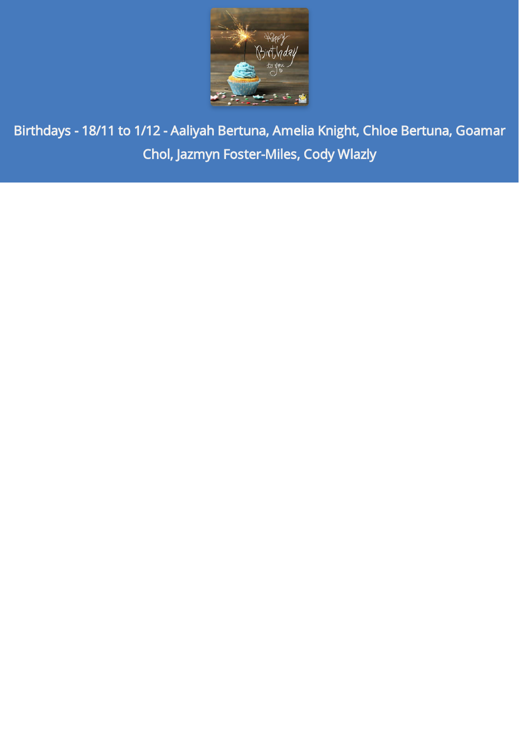Birthdays - 18/11 to 1/12 - Aaliyah Bertuna, Amelia Knight, Chloe Bertuna, Goamar Chol, Jazmyn Foster-Miles, Cody Wlazly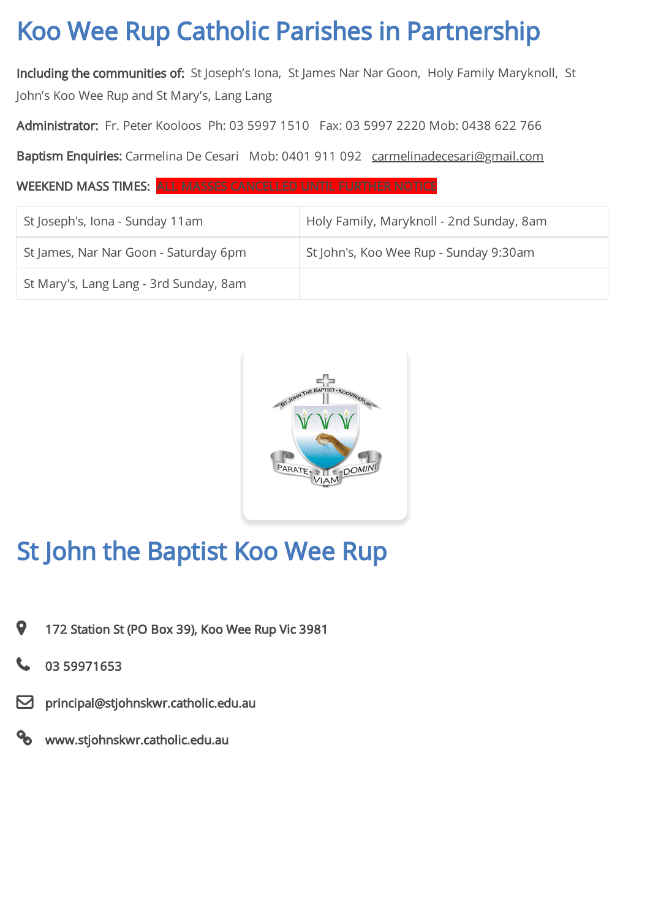# Koo Wee Rup Catholic Parishes in Partnership

**Including the communities of:** St Joseph's Iona, St James Nar Nar Goon, Holy Family Maryknoll, St John's Koo Wee Rup and St Mary's, Lang Lang

**Administrator:** Fr. Peter Kooloos Ph: 03 5997 1510 Fax: 03 5997 2220 Mob: 0438 622 766

**Baptism Enquiries:** Carmelina De Cesari Mob: 0401 911 092 carmelinadecesari@gmail.com

WEEKEND MASS TIMES: ALL MASSES CANCELLED UNTIL FURTHER NOTICE

| | |
|---|---|
| St Joseph's, Iona - Sunday 11am | Holy Family, Maryknoll - 2nd Sunday, 8am |
| St James, Nar Nar Goon - Saturday 6pm | St John's, Koo Wee Rup - Sunday 9:30am |
| St Mary's, Lang Lang - 3rd Sunday, 8am | |

# St John the Baptist Koo Wee Rup

172 Station St (PO Box 39), Koo Wee Rup Vic 3981

03 59971653

principal@stjohnskwr.catholic.edu.au

www.stjohnskwr.catholic.edu.au